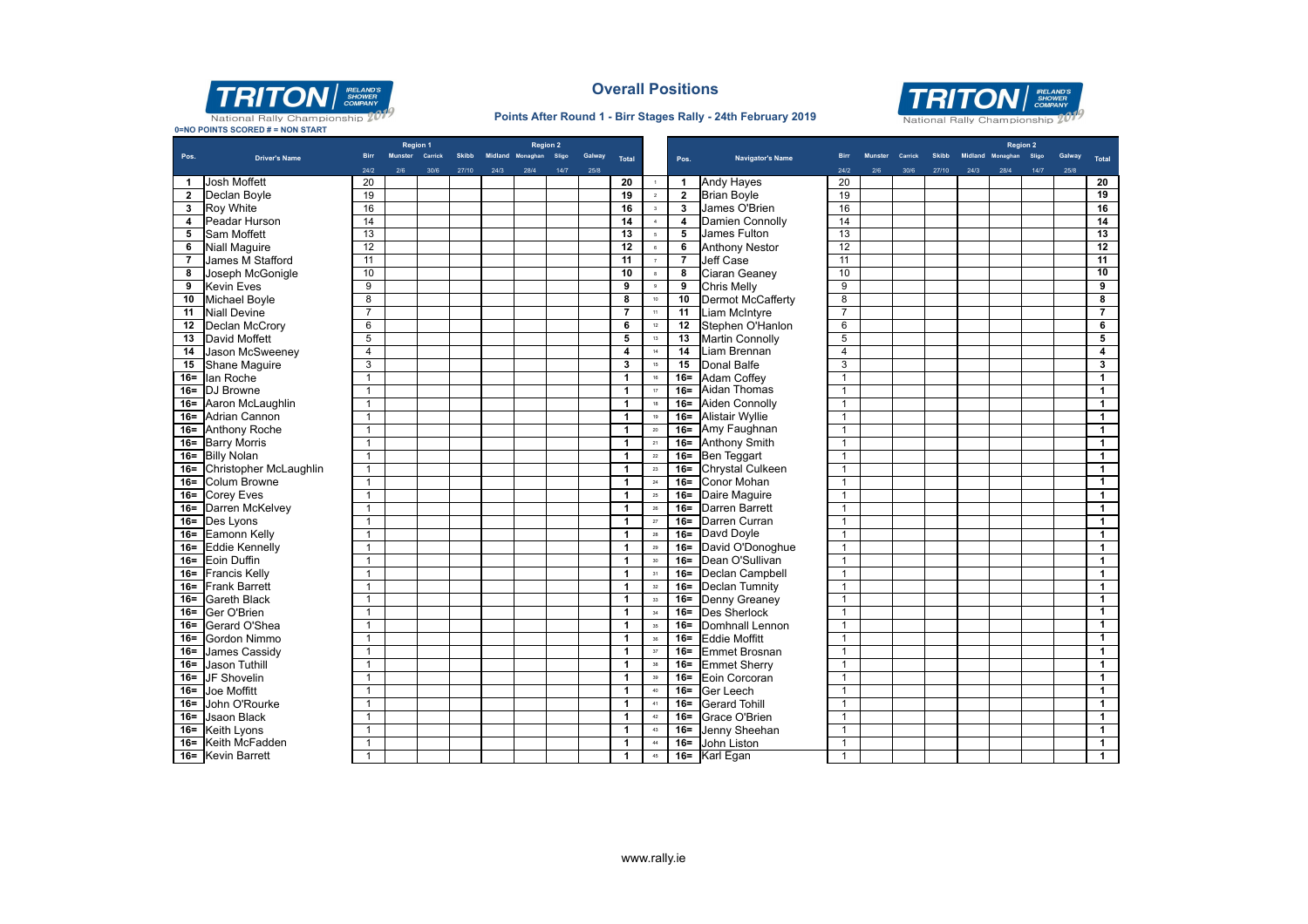# Overall Positions

**Points After Round 1 - Birr Stages Rally - 24th February 2019**

TRITON IRELAND'S SHOWER COMPANY National Rally Championship 2019

0=NO POINTS SCORED # = NON START

| Pos. | Driver's Name | Birr (Region 1) 24/2 | Munster (Region 1) 2/6 | Carrick (Region 1) 30/6 | Skibb 27/10 | Midland (Region 2) 24/3 | Monaghan (Region 2) 28/4 | Sligo (Region 2) 14/7 | Galway (Region 2) 25/8 | Total |
|---|---|---|---|---|---|---|---|---|---|---|
| 1 | Josh Moffett | 20 | | | | | | | | 20 |
| 2 | Declan Boyle | 19 | | | | | | | | 19 |
| 3 | Roy White | 16 | | | | | | | | 16 |
| 4 | Peadar Hurson | 14 | | | | | | | | 14 |
| 5 | Sam Moffett | 13 | | | | | | | | 13 |
| 6 | Niall Maguire | 12 | | | | | | | | 12 |
| 7 | James M Stafford | 11 | | | | | | | | 11 |
| 8 | Joseph McGonigle | 10 | | | | | | | | 10 |
| 9 | Kevin Eves | 9 | | | | | | | | 9 |
| 10 | Michael Boyle | 8 | | | | | | | | 8 |
| 11 | Niall Devine | 7 | | | | | | | | 7 |
| 12 | Declan McCrory | 6 | | | | | | | | 6 |
| 13 | David Moffett | 5 | | | | | | | | 5 |
| 14 | Jason McSweeney | 4 | | | | | | | | 4 |
| 15 | Shane Maguire | 3 | | | | | | | | 3 |
| 16= | Ian Roche | 1 | | | | | | | | 1 |
| 16= | DJ Browne | 1 | | | | | | | | 1 |
| 16= | Aaron McLaughlin | 1 | | | | | | | | 1 |
| 16= | Adrian Cannon | 1 | | | | | | | | 1 |
| 16= | Anthony Roche | 1 | | | | | | | | 1 |
| 16= | Barry Morris | 1 | | | | | | | | 1 |
| 16= | Billy Nolan | 1 | | | | | | | | 1 |
| 16= | Christopher McLaughlin | 1 | | | | | | | | 1 |
| 16= | Colum Browne | 1 | | | | | | | | 1 |
| 16= | Corey Eves | 1 | | | | | | | | 1 |
| 16= | Darren McKelvey | 1 | | | | | | | | 1 |
| 16= | Des Lyons | 1 | | | | | | | | 1 |
| 16= | Eamonn Kelly | 1 | | | | | | | | 1 |
| 16= | Eddie Kennelly | 1 | | | | | | | | 1 |
| 16= | Eoin Duffin | 1 | | | | | | | | 1 |
| 16= | Francis Kelly | 1 | | | | | | | | 1 |
| 16= | Frank Barrett | 1 | | | | | | | | 1 |
| 16= | Gareth Black | 1 | | | | | | | | 1 |
| 16= | Ger O'Brien | 1 | | | | | | | | 1 |
| 16= | Gerard O'Shea | 1 | | | | | | | | 1 |
| 16= | Gordon Nimmo | 1 | | | | | | | | 1 |
| 16= | James Cassidy | 1 | | | | | | | | 1 |
| 16= | Jason Tuthill | 1 | | | | | | | | 1 |
| 16= | JF Shovelin | 1 | | | | | | | | 1 |
| 16= | Joe Moffitt | 1 | | | | | | | | 1 |
| 16= | John O'Rourke | 1 | | | | | | | | 1 |
| 16= | Jsaon Black | 1 | | | | | | | | 1 |
| 16= | Keith Lyons | 1 | | | | | | | | 1 |
| 16= | Keith McFadden | 1 | | | | | | | | 1 |
| 16= | Kevin Barrett | 1 | | | | | | | | 1 |

| Pos. | Navigator's Name | Birr (Region 1) 24/2 | Munster (Region 1) 2/6 | Carrick (Region 1) 30/6 | Skibb 27/10 | Midland (Region 2) 24/3 | Monaghan (Region 2) 28/4 | Sligo (Region 2) 14/7 | Galway (Region 2) 25/8 | Total |
|---|---|---|---|---|---|---|---|---|---|---|
| 1 | Andy Hayes | 20 | | | | | | | | 20 |
| 2 | Brian Boyle | 19 | | | | | | | | 19 |
| 3 | James O'Brien | 16 | | | | | | | | 16 |
| 4 | Damien Connolly | 14 | | | | | | | | 14 |
| 5 | James Fulton | 13 | | | | | | | | 13 |
| 6 | Anthony Nestor | 12 | | | | | | | | 12 |
| 7 | Jeff Case | 11 | | | | | | | | 11 |
| 8 | Ciaran Geaney | 10 | | | | | | | | 10 |
| 9 | Chris Melly | 9 | | | | | | | | 9 |
| 10 | Dermot McCafferty | 8 | | | | | | | | 8 |
| 11 | Liam McIntyre | 7 | | | | | | | | 7 |
| 12 | Stephen O'Hanlon | 6 | | | | | | | | 6 |
| 13 | Martin Connolly | 5 | | | | | | | | 5 |
| 14 | Liam Brennan | 4 | | | | | | | | 4 |
| 15 | Donal Balfe | 3 | | | | | | | | 3 |
| 16= | Adam Coffey | 1 | | | | | | | | 1 |
| 16= | Aidan Thomas | 1 | | | | | | | | 1 |
| 16= | Aiden Connolly | 1 | | | | | | | | 1 |
| 16= | Alistair Wyllie | 1 | | | | | | | | 1 |
| 16= | Amy Faughnan | 1 | | | | | | | | 1 |
| 16= | Anthony Smith | 1 | | | | | | | | 1 |
| 16= | Ben Teggart | 1 | | | | | | | | 1 |
| 16= | Chrystal Culkeen | 1 | | | | | | | | 1 |
| 16= | Conor Mohan | 1 | | | | | | | | 1 |
| 16= | Daire Maguire | 1 | | | | | | | | 1 |
| 16= | Darren Barrett | 1 | | | | | | | | 1 |
| 16= | Darren Curran | 1 | | | | | | | | 1 |
| 16= | Davd Doyle | 1 | | | | | | | | 1 |
| 16= | David O'Donoghue | 1 | | | | | | | | 1 |
| 16= | Dean O'Sullivan | 1 | | | | | | | | 1 |
| 16= | Declan Campbell | 1 | | | | | | | | 1 |
| 16= | Declan Tumnity | 1 | | | | | | | | 1 |
| 16= | Denny Greaney | 1 | | | | | | | | 1 |
| 16= | Des Sherlock | 1 | | | | | | | | 1 |
| 16= | Domhnall Lennon | 1 | | | | | | | | 1 |
| 16= | Eddie Moffitt | 1 | | | | | | | | 1 |
| 16= | Emmet Brosnan | 1 | | | | | | | | 1 |
| 16= | Emmet Sherry | 1 | | | | | | | | 1 |
| 16= | Eoin Corcoran | 1 | | | | | | | | 1 |
| 16= | Ger Leech | 1 | | | | | | | | 1 |
| 16= | Gerard Tohill | 1 | | | | | | | | 1 |
| 16= | Grace O'Brien | 1 | | | | | | | | 1 |
| 16= | Jenny Sheehan | 1 | | | | | | | | 1 |
| 16= | John Liston | 1 | | | | | | | | 1 |
| 16= | Karl Egan | 1 | | | | | | | | 1 |

www.rally.ie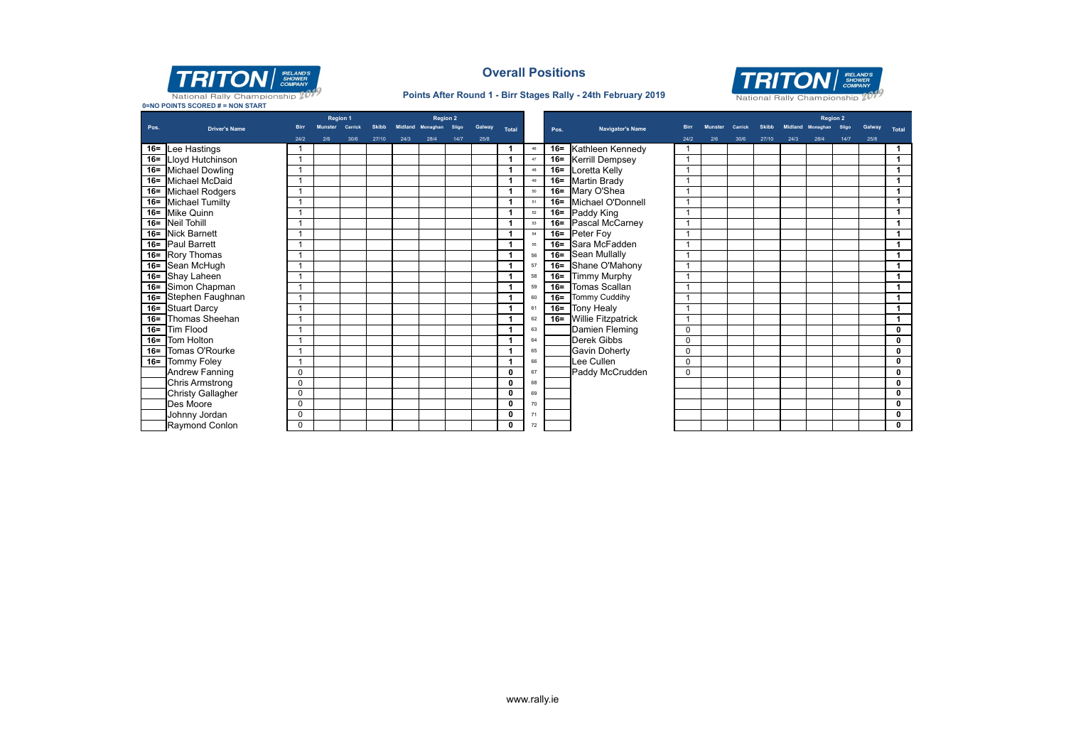## Overall Positions

**Points After Round 1 - Birr Stages Rally - 24th February 2019**

Triton National Rally Championship 2019

**0=NO POINTS SCORED # = NON START**

| Pos. | Driver's Name | Birr 24/2 | Munster 2/6 | Carrick 30/6 | Skibb 27/10 | Midland 24/3 | Monaghan 28/4 | Sligo 14/7 | Galway 25/8 | Total |
|---|---|---|---|---|---|---|---|---|---|---|
| | | Region 1 | | | | Region 2 | | | | |
| 16= | Lee Hastings | 1 | | | | | | | | 1 |
| 16= | Lloyd Hutchinson | 1 | | | | | | | | 1 |
| 16= | Michael Dowling | 1 | | | | | | | | 1 |
| 16= | Michael McDaid | 1 | | | | | | | | 1 |
| 16= | Michael Rodgers | 1 | | | | | | | | 1 |
| 16= | Michael Tumilty | 1 | | | | | | | | 1 |
| 16= | Mike Quinn | 1 | | | | | | | | 1 |
| 16= | Neil Tohill | 1 | | | | | | | | 1 |
| 16= | Nick Barnett | 1 | | | | | | | | 1 |
| 16= | Paul Barrett | 1 | | | | | | | | 1 |
| 16= | Rory Thomas | 1 | | | | | | | | 1 |
| 16= | Sean McHugh | 1 | | | | | | | | 1 |
| 16= | Shay Laheen | 1 | | | | | | | | 1 |
| 16= | Simon Chapman | 1 | | | | | | | | 1 |
| 16= | Stephen Faughnan | 1 | | | | | | | | 1 |
| 16= | Stuart Darcy | 1 | | | | | | | | 1 |
| 16= | Thomas Sheehan | 1 | | | | | | | | 1 |
| 16= | Tim Flood | 1 | | | | | | | | 1 |
| 16= | Tom Holton | 1 | | | | | | | | 1 |
| 16= | Tomas O'Rourke | 1 | | | | | | | | 1 |
| 16= | Tommy Foley | 1 | | | | | | | | 1 |
| | Andrew Fanning | 0 | | | | | | | | 0 |
| | Chris Armstrong | 0 | | | | | | | | 0 |
| | Christy Gallagher | 0 | | | | | | | | 0 |
| | Des Moore | 0 | | | | | | | | 0 |
| | Johnny Jordan | 0 | | | | | | | | 0 |
| | Raymond Conlon | 0 | | | | | | | | 0 |

| # | Pos. | Navigator's Name | Birr 24/2 | Munster 2/6 | Carrick 30/6 | Skibb 27/10 | Midland 24/3 | Monaghan 28/4 | Sligo 14/7 | Galway 25/8 | Total |
|---|---|---|---|---|---|---|---|---|---|---|---|
| | | | | | | | Region 2 | | | | |
| 46 | 16= | Kathleen Kennedy | 1 | | | | | | | | 1 |
| 47 | 16= | Kerrill Dempsey | 1 | | | | | | | | 1 |
| 48 | 16= | Loretta Kelly | 1 | | | | | | | | 1 |
| 49 | 16= | Martin Brady | 1 | | | | | | | | 1 |
| 50 | 16= | Mary O'Shea | 1 | | | | | | | | 1 |
| 51 | 16= | Michael O'Donnell | 1 | | | | | | | | 1 |
| 52 | 16= | Paddy King | 1 | | | | | | | | 1 |
| 53 | 16= | Pascal McCarney | 1 | | | | | | | | 1 |
| 54 | 16= | Peter Foy | 1 | | | | | | | | 1 |
| 55 | 16= | Sara McFadden | 1 | | | | | | | | 1 |
| 56 | 16= | Sean Mullally | 1 | | | | | | | | 1 |
| 57 | 16= | Shane O'Mahony | 1 | | | | | | | | 1 |
| 58 | 16= | Timmy Murphy | 1 | | | | | | | | 1 |
| 59 | 16= | Tomas Scallan | 1 | | | | | | | | 1 |
| 60 | 16= | Tommy Cuddihy | 1 | | | | | | | | 1 |
| 61 | 16= | Tony Healy | 1 | | | | | | | | 1 |
| 62 | 16= | Willie Fitzpatrick | 1 | | | | | | | | 1 |
| 63 | | Damien Fleming | 0 | | | | | | | | 0 |
| 64 | | Derek Gibbs | 0 | | | | | | | | 0 |
| 65 | | Gavin Doherty | 0 | | | | | | | | 0 |
| 66 | | Lee Cullen | 0 | | | | | | | | 0 |
| 67 | | Paddy McCrudden | 0 | | | | | | | | 0 |
| 68 | | | | | | | | | | | 0 |
| 69 | | | | | | | | | | | 0 |
| 70 | | | | | | | | | | | 0 |
| 71 | | | | | | | | | | | 0 |
| 72 | | | | | | | | | | | 0 |

www.rally.ie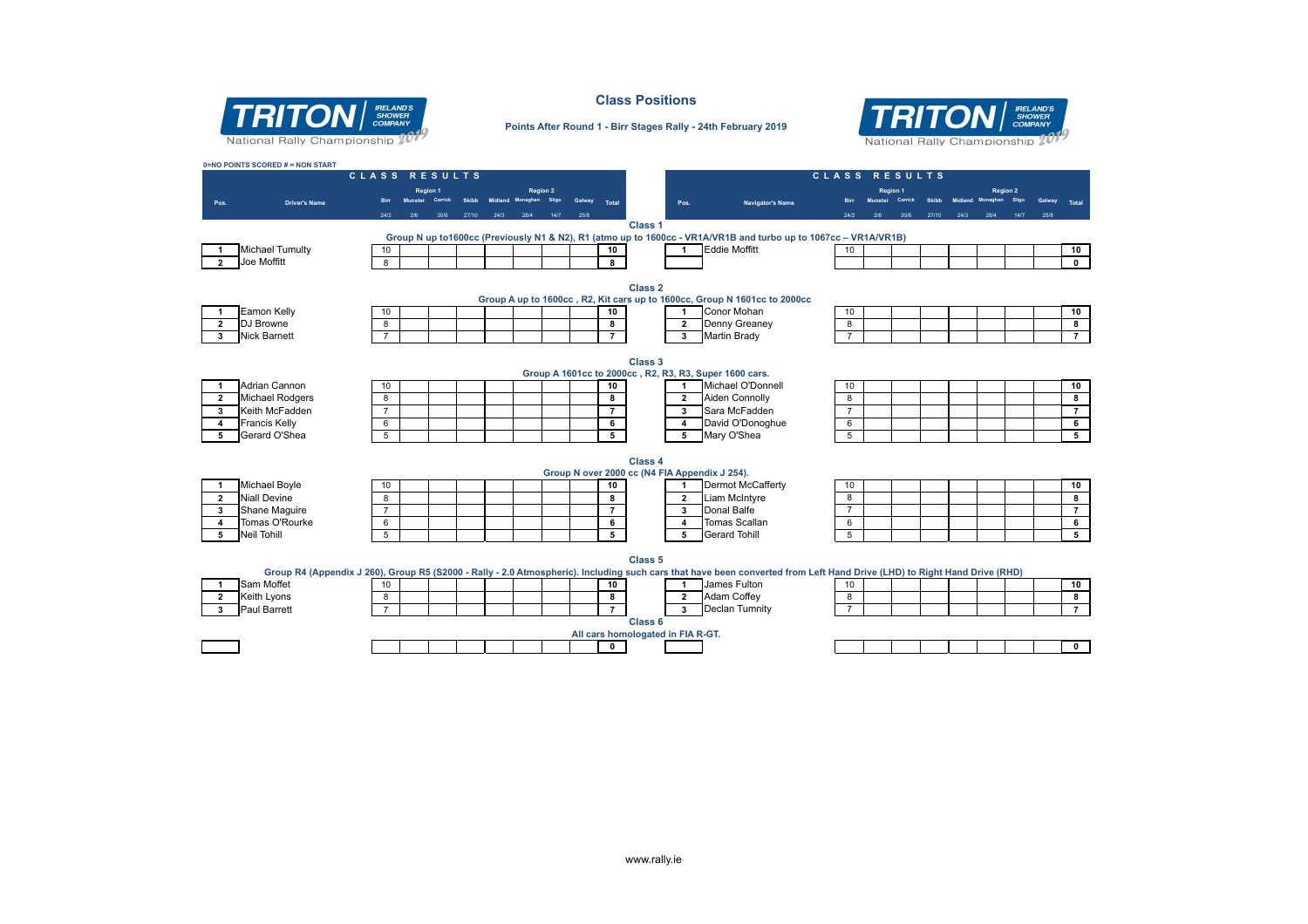TRITON | IRELAND'S SHOWER COMPANY

National Rally Championship 2019

# Class Positions

**Points After Round 1 - Birr Stages Rally - 24th February 2019**

0=NO POINTS SCORED # = NON START

## CLASS RESULTS

### Class 1

Group N up to1600cc (Previously N1 & N2), R1 (atmo up to 1600cc - VR1A/VR1B and turbo up to 1067cc – VR1A/VR1B)

| Pos. | Driver's Name | Birr 24/2 | Munster 2/6 | Carrick 30/6 | Skibb 27/10 | Midland 24/3 | Monaghan 28/4 | Sligo 14/7 | Galway 25/8 | Total |
|---|---|---|---|---|---|---|---|---|---|---|
| 1 | Michael Tumulty | 10 | | | | | | | | 10 |
| 2 | Joe Moffitt | 8 | | | | | | | | 8 |

| Pos. | Navigator's Name | Birr 24/2 | Munster 2/6 | Carrick 30/6 | Skibb 27/10 | Midland 24/3 | Monaghan 28/4 | Sligo 14/7 | Galway 25/8 | Total |
|---|---|---|---|---|---|---|---|---|---|---|
| 1 | Eddie Moffitt | 10 | | | | | | | | 10 |
| | | | | | | | | | | 0 |

### Class 2

Group A up to 1600cc , R2, Kit cars up to 1600cc, Group N 1601cc to 2000cc

| Pos. | Driver's Name | Birr 24/2 | Munster 2/6 | Carrick 30/6 | Skibb 27/10 | Midland 24/3 | Monaghan 28/4 | Sligo 14/7 | Galway 25/8 | Total |
|---|---|---|---|---|---|---|---|---|---|---|
| 1 | Eamon Kelly | 10 | | | | | | | | 10 |
| 2 | DJ Browne | 8 | | | | | | | | 8 |
| 3 | Nick Barnett | 7 | | | | | | | | 7 |

| Pos. | Navigator's Name | Birr 24/2 | Munster 2/6 | Carrick 30/6 | Skibb 27/10 | Midland 24/3 | Monaghan 28/4 | Sligo 14/7 | Galway 25/8 | Total |
|---|---|---|---|---|---|---|---|---|---|---|
| 1 | Conor Mohan | 10 | | | | | | | | 10 |
| 2 | Denny Greaney | 8 | | | | | | | | 8 |
| 3 | Martin Brady | 7 | | | | | | | | 7 |

### Class 3

Group A 1601cc to 2000cc , R2, R3, R3, Super 1600 cars.

| Pos. | Driver's Name | Birr 24/2 | Munster 2/6 | Carrick 30/6 | Skibb 27/10 | Midland 24/3 | Monaghan 28/4 | Sligo 14/7 | Galway 25/8 | Total |
|---|---|---|---|---|---|---|---|---|---|---|
| 1 | Adrian Cannon | 10 | | | | | | | | 10 |
| 2 | Michael Rodgers | 8 | | | | | | | | 8 |
| 3 | Keith McFadden | 7 | | | | | | | | 7 |
| 4 | Francis Kelly | 6 | | | | | | | | 6 |
| 5 | Gerard O'Shea | 5 | | | | | | | | 5 |

| Pos. | Navigator's Name | Birr 24/2 | Munster 2/6 | Carrick 30/6 | Skibb 27/10 | Midland 24/3 | Monaghan 28/4 | Sligo 14/7 | Galway 25/8 | Total |
|---|---|---|---|---|---|---|---|---|---|---|
| 1 | Michael O'Donnell | 10 | | | | | | | | 10 |
| 2 | Aiden Connolly | 8 | | | | | | | | 8 |
| 3 | Sara McFadden | 7 | | | | | | | | 7 |
| 4 | David O'Donoghue | 6 | | | | | | | | 6 |
| 5 | Mary O'Shea | 5 | | | | | | | | 5 |

### Class 4

Group N over 2000 cc (N4 FIA Appendix J 254).

| Pos. | Driver's Name | Birr 24/2 | Munster 2/6 | Carrick 30/6 | Skibb 27/10 | Midland 24/3 | Monaghan 28/4 | Sligo 14/7 | Galway 25/8 | Total |
|---|---|---|---|---|---|---|---|---|---|---|
| 1 | Michael Boyle | 10 | | | | | | | | 10 |
| 2 | Niall Devine | 8 | | | | | | | | 8 |
| 3 | Shane Maguire | 7 | | | | | | | | 7 |
| 4 | Tomas O'Rourke | 6 | | | | | | | | 6 |
| 5 | Neil Tohill | 5 | | | | | | | | 5 |

| Pos. | Navigator's Name | Birr 24/2 | Munster 2/6 | Carrick 30/6 | Skibb 27/10 | Midland 24/3 | Monaghan 28/4 | Sligo 14/7 | Galway 25/8 | Total |
|---|---|---|---|---|---|---|---|---|---|---|
| 1 | Dermot McCafferty | 10 | | | | | | | | 10 |
| 2 | Liam McIntyre | 8 | | | | | | | | 8 |
| 3 | Donal Balfe | 7 | | | | | | | | 7 |
| 4 | Tomas Scallan | 6 | | | | | | | | 6 |
| 5 | Gerard Tohill | 5 | | | | | | | | 5 |

### Class 5

Group R4 (Appendix J 260), Group R5 (S2000 - Rally - 2.0 Atmospheric). Including such cars that have been converted from Left Hand Drive (LHD) to Right Hand Drive (RHD)

| Pos. | Driver's Name | Birr 24/2 | Munster 2/6 | Carrick 30/6 | Skibb 27/10 | Midland 24/3 | Monaghan 28/4 | Sligo 14/7 | Galway 25/8 | Total |
|---|---|---|---|---|---|---|---|---|---|---|
| 1 | Sam Moffet | 10 | | | | | | | | 10 |
| 2 | Keith Lyons | 8 | | | | | | | | 8 |
| 3 | Paul Barrett | 7 | | | | | | | | 7 |

| Pos. | Navigator's Name | Birr 24/2 | Munster 2/6 | Carrick 30/6 | Skibb 27/10 | Midland 24/3 | Monaghan 28/4 | Sligo 14/7 | Galway 25/8 | Total |
|---|---|---|---|---|---|---|---|---|---|---|
| 1 | James Fulton | 10 | | | | | | | | 10 |
| 2 | Adam Coffey | 8 | | | | | | | | 8 |
| 3 | Declan Tumnity | 7 | | | | | | | | 7 |

### Class 6

All cars homologated in FIA R-GT.

| Pos. | Driver's Name | Birr 24/2 | Munster 2/6 | Carrick 30/6 | Skibb 27/10 | Midland 24/3 | Monaghan 28/4 | Sligo 14/7 | Galway 25/8 | Total |
|---|---|---|---|---|---|---|---|---|---|---|
| | | | | | | | | | | 0 |

| Pos. | Navigator's Name | Birr 24/2 | Munster 2/6 | Carrick 30/6 | Skibb 27/10 | Midland 24/3 | Monaghan 28/4 | Sligo 14/7 | Galway 25/8 | Total |
|---|---|---|---|---|---|---|---|---|---|---|
| | | | | | | | | | | 0 |

Region 1: Birr, Munster, Carrick, Skibb. Region 2: Midland, Monaghan, Sligo, Galway.

www.rally.ie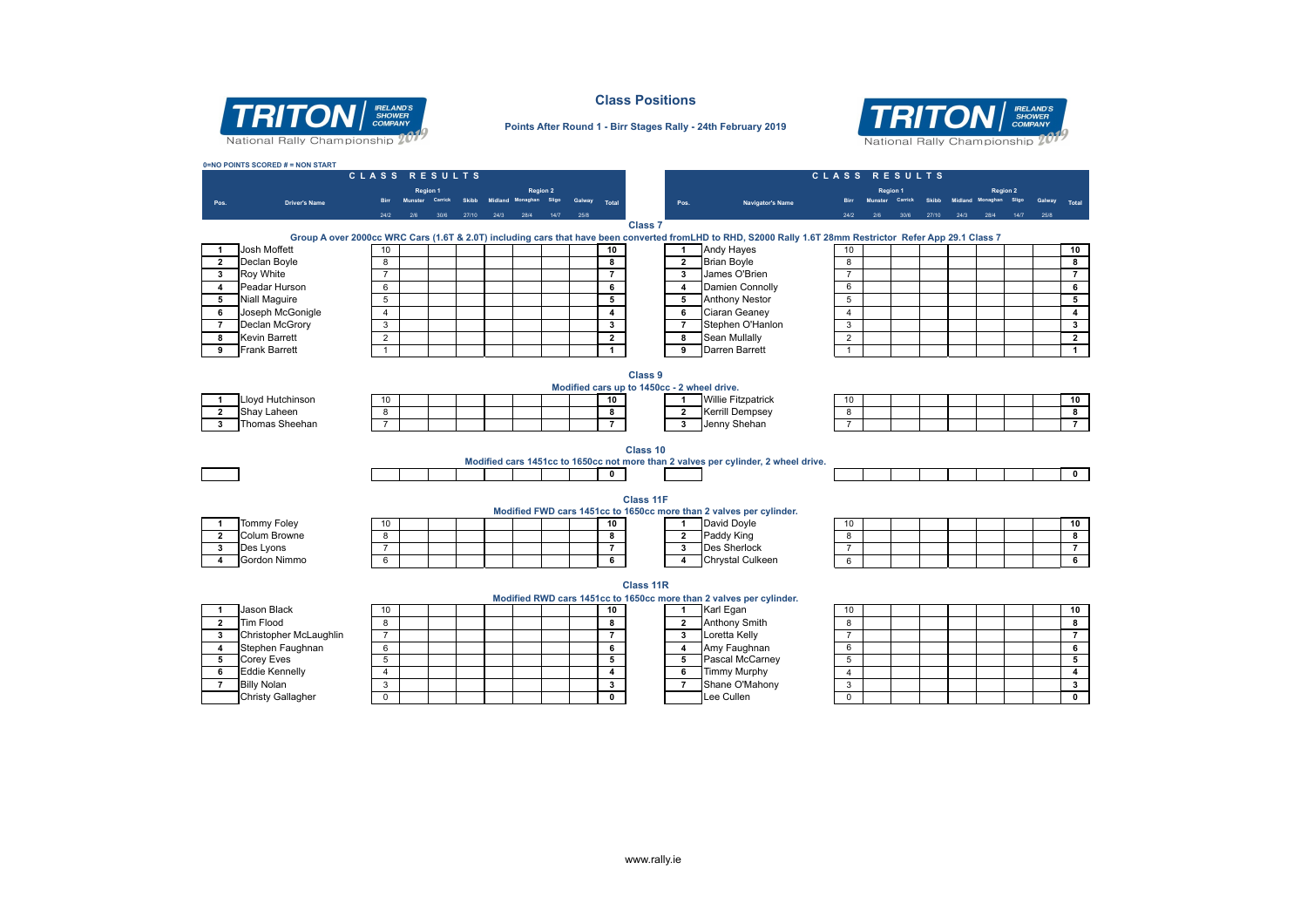# Class Positions

**Points After Round 1 - Birr Stages Rally - 24th February 2019**

TRITON | IRELAND'S SHOWER COMPANY — National Rally Championship 2019

0=NO POINTS SCORED # = NON START

## CLASS RESULTS

### Class 7

**Group A over 2000cc WRC Cars (1.6T & 2.0T) including cars that have been converted fromLHD to RHD, S2000 Rally 1.6T 28mm Restrictor Refer App 29.1 Class 7**

| Pos. | Driver's Name | Birr 24/2 | Munster 2/6 | Carrick 30/6 | Skibb 27/10 | Midland 24/3 | Monaghan 28/4 | Sligo 14/7 | Galway 25/8 | Total | Pos. | Navigator's Name | Birr 24/2 | Munster 2/6 | Carrick 30/6 | Skibb 27/10 | Midland 24/3 | Monaghan 28/4 | Sligo 14/7 | Galway 25/8 | Total |
|---|---|---|---|---|---|---|---|---|---|---|---|---|---|---|---|---|---|---|---|---|---|
| 1 | Josh Moffett | 10 | | | | | | | | 10 | 1 | Andy Hayes | 10 | | | | | | | | 10 |
| 2 | Declan Boyle | 8 | | | | | | | | 8 | 2 | Brian Boyle | 8 | | | | | | | | 8 |
| 3 | Roy White | 7 | | | | | | | | 7 | 3 | James O'Brien | 7 | | | | | | | | 7 |
| 4 | Peadar Hurson | 6 | | | | | | | | 6 | 4 | Damien Connolly | 6 | | | | | | | | 6 |
| 5 | Niall Maguire | 5 | | | | | | | | 5 | 5 | Anthony Nestor | 5 | | | | | | | | 5 |
| 6 | Joseph McGonigle | 4 | | | | | | | | 4 | 6 | Ciaran Geaney | 4 | | | | | | | | 4 |
| 7 | Declan McGrory | 3 | | | | | | | | 3 | 7 | Stephen O'Hanlon | 3 | | | | | | | | 3 |
| 8 | Kevin Barrett | 2 | | | | | | | | 2 | 8 | Sean Mullally | 2 | | | | | | | | 2 |
| 9 | Frank Barrett | 1 | | | | | | | | 1 | 9 | Darren Barrett | 1 | | | | | | | | 1 |

### Class 9

**Modified cars up to 1450cc - 2 wheel drive.**

| Pos. | Driver's Name | Birr 24/2 | Munster 2/6 | Carrick 30/6 | Skibb 27/10 | Midland 24/3 | Monaghan 28/4 | Sligo 14/7 | Galway 25/8 | Total | Pos. | Navigator's Name | Birr 24/2 | Munster 2/6 | Carrick 30/6 | Skibb 27/10 | Midland 24/3 | Monaghan 28/4 | Sligo 14/7 | Galway 25/8 | Total |
|---|---|---|---|---|---|---|---|---|---|---|---|---|---|---|---|---|---|---|---|---|---|
| 1 | Lloyd Hutchinson | 10 | | | | | | | | 10 | 1 | Willie Fitzpatrick | 10 | | | | | | | | 10 |
| 2 | Shay Laheen | 8 | | | | | | | | 8 | 2 | Kerrill Dempsey | 8 | | | | | | | | 8 |
| 3 | Thomas Sheehan | 7 | | | | | | | | 7 | 3 | Jenny Shehan | 7 | | | | | | | | 7 |

### Class 10

**Modified cars 1451cc to 1650cc not more than 2 valves per cylinder, 2 wheel drive.**

| Pos. | Driver's Name | Birr 24/2 | Munster 2/6 | Carrick 30/6 | Skibb 27/10 | Midland 24/3 | Monaghan 28/4 | Sligo 14/7 | Galway 25/8 | Total | Pos. | Navigator's Name | Birr 24/2 | Munster 2/6 | Carrick 30/6 | Skibb 27/10 | Midland 24/3 | Monaghan 28/4 | Sligo 14/7 | Galway 25/8 | Total |
|---|---|---|---|---|---|---|---|---|---|---|---|---|---|---|---|---|---|---|---|---|---|
| | | | | | | | | | | 0 | | | | | | | | | | | 0 |

### Class 11F

**Modified FWD cars 1451cc to 1650cc more than 2 valves per cylinder.**

| Pos. | Driver's Name | Birr 24/2 | Munster 2/6 | Carrick 30/6 | Skibb 27/10 | Midland 24/3 | Monaghan 28/4 | Sligo 14/7 | Galway 25/8 | Total | Pos. | Navigator's Name | Birr 24/2 | Munster 2/6 | Carrick 30/6 | Skibb 27/10 | Midland 24/3 | Monaghan 28/4 | Sligo 14/7 | Galway 25/8 | Total |
|---|---|---|---|---|---|---|---|---|---|---|---|---|---|---|---|---|---|---|---|---|---|
| 1 | Tommy Foley | 10 | | | | | | | | 10 | 1 | David Doyle | 10 | | | | | | | | 10 |
| 2 | Colum Browne | 8 | | | | | | | | 8 | 2 | Paddy King | 8 | | | | | | | | 8 |
| 3 | Des Lyons | 7 | | | | | | | | 7 | 3 | Des Sherlock | 7 | | | | | | | | 7 |
| 4 | Gordon Nimmo | 6 | | | | | | | | 6 | 4 | Chrystal Culkeen | 6 | | | | | | | | 6 |

### Class 11R

**Modified RWD cars 1451cc to 1650cc more than 2 valves per cylinder.**

| Pos. | Driver's Name | Birr 24/2 | Munster 2/6 | Carrick 30/6 | Skibb 27/10 | Midland 24/3 | Monaghan 28/4 | Sligo 14/7 | Galway 25/8 | Total | Pos. | Navigator's Name | Birr 24/2 | Munster 2/6 | Carrick 30/6 | Skibb 27/10 | Midland 24/3 | Monaghan 28/4 | Sligo 14/7 | Galway 25/8 | Total |
|---|---|---|---|---|---|---|---|---|---|---|---|---|---|---|---|---|---|---|---|---|---|
| 1 | Jason Black | 10 | | | | | | | | 10 | 1 | Karl Egan | 10 | | | | | | | | 10 |
| 2 | Tim Flood | 8 | | | | | | | | 8 | 2 | Anthony Smith | 8 | | | | | | | | 8 |
| 3 | Christopher McLaughlin | 7 | | | | | | | | 7 | 3 | Loretta Kelly | 7 | | | | | | | | 7 |
| 4 | Stephen Faughnan | 6 | | | | | | | | 6 | 4 | Amy Faughnan | 6 | | | | | | | | 6 |
| 5 | Corey Eves | 5 | | | | | | | | 5 | 5 | Pascal McCarney | 5 | | | | | | | | 5 |
| 6 | Eddie Kennelly | 4 | | | | | | | | 4 | 6 | Timmy Murphy | 4 | | | | | | | | 4 |
| 7 | Billy Nolan | 3 | | | | | | | | 3 | 7 | Shane O'Mahony | 3 | | | | | | | | 3 |
| | Christy Gallagher | 0 | | | | | | | | 0 | | Lee Cullen | 0 | | | | | | | | 0 |

Region 1: Birr, Munster, Carrick, Skibb. Region 2: Midland, Monaghan, Sligo, Galway.

www.rally.ie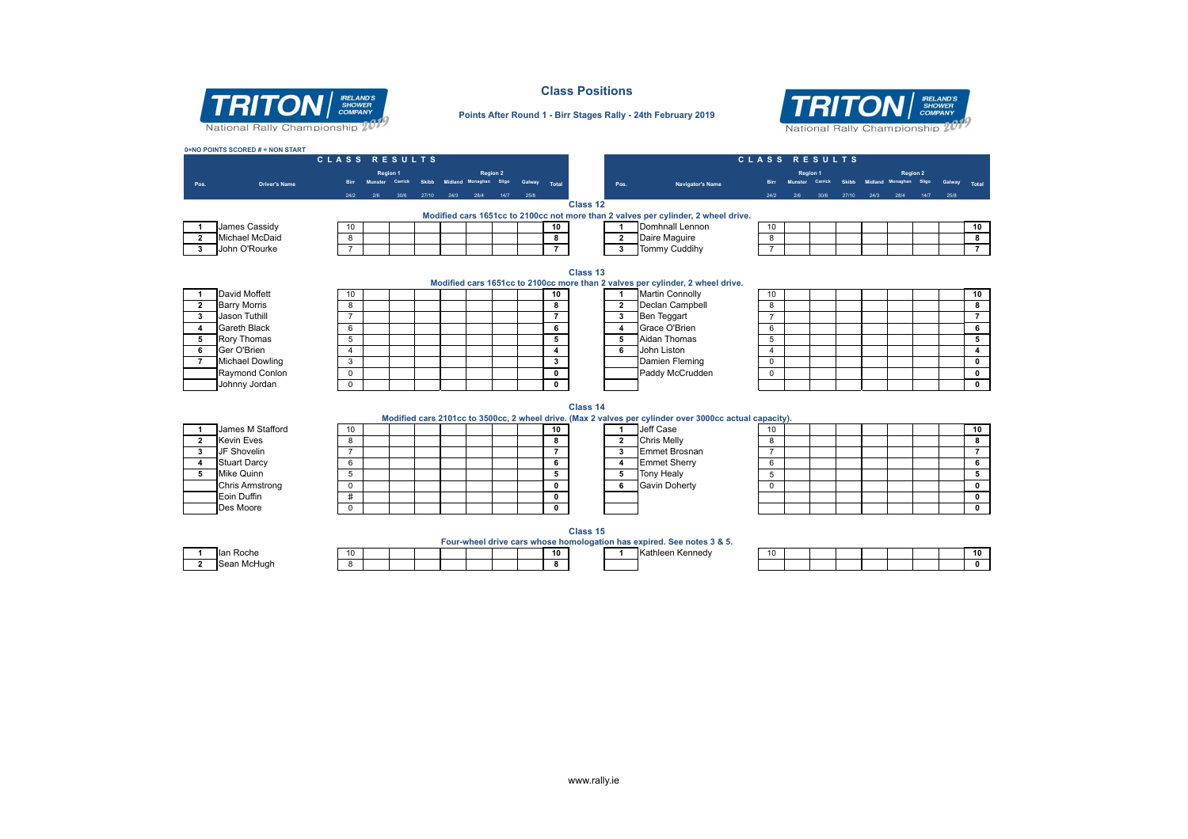# Class Positions

**Points After Round 1 - Birr Stages Rally - 24th February 2019**

TRITON IRELAND'S SHOWER COMPANY — National Rally Championship 2019

0=NO POINTS SCORED # = NON START

## CLASS RESULTS

### Class 12

**Modified cars 1651cc to 2100cc not more than 2 valves per cylinder, 2 wheel drive.**

| Pos. | Driver's Name | Birr 24/2 | Munster 2/6 | Carrick 30/6 | Skibb 27/10 | Midland 24/3 | Monaghan 28/4 | Sligo 14/7 | Galway 25/8 | Total |
|---|---|---|---|---|---|---|---|---|---|---|
| 1 | James Cassidy | 10 | | | | | | | | 10 |
| 2 | Michael McDaid | 8 | | | | | | | | 8 |
| 3 | John O'Rourke | 7 | | | | | | | | 7 |

| Pos. | Navigator's Name | Birr 24/2 | Munster 2/6 | Carrick 30/6 | Skibb 27/10 | Midland 24/3 | Monaghan 28/4 | Sligo 14/7 | Galway 25/8 | Total |
|---|---|---|---|---|---|---|---|---|---|---|
| 1 | Domhnall Lennon | 10 | | | | | | | | 10 |
| 2 | Daire Maguire | 8 | | | | | | | | 8 |
| 3 | Tommy Cuddihy | 7 | | | | | | | | 7 |

### Class 13

**Modified cars 1651cc to 2100cc more than 2 valves per cylinder, 2 wheel drive.**

| Pos. | Driver's Name | Birr 24/2 | Munster 2/6 | Carrick 30/6 | Skibb 27/10 | Midland 24/3 | Monaghan 28/4 | Sligo 14/7 | Galway 25/8 | Total |
|---|---|---|---|---|---|---|---|---|---|---|
| 1 | David Moffett | 10 | | | | | | | | 10 |
| 2 | Barry Morris | 8 | | | | | | | | 8 |
| 3 | Jason Tuthill | 7 | | | | | | | | 7 |
| 4 | Gareth Black | 6 | | | | | | | | 6 |
| 5 | Rory Thomas | 5 | | | | | | | | 5 |
| 6 | Ger O'Brien | 4 | | | | | | | | 4 |
| 7 | Michael Dowling | 3 | | | | | | | | 3 |
| | Raymond Conlon | 0 | | | | | | | | 0 |
| | Johnny Jordan | 0 | | | | | | | | 0 |

| Pos. | Navigator's Name | Birr 24/2 | Munster 2/6 | Carrick 30/6 | Skibb 27/10 | Midland 24/3 | Monaghan 28/4 | Sligo 14/7 | Galway 25/8 | Total |
|---|---|---|---|---|---|---|---|---|---|---|
| 1 | Martin Connolly | 10 | | | | | | | | 10 |
| 2 | Declan Campbell | 8 | | | | | | | | 8 |
| 3 | Ben Teggart | 7 | | | | | | | | 7 |
| 4 | Grace O'Brien | 6 | | | | | | | | 6 |
| 5 | Aidan Thomas | 5 | | | | | | | | 5 |
| 6 | John Liston | 4 | | | | | | | | 4 |
| | Damien Fleming | 0 | | | | | | | | 0 |
| | Paddy McCrudden | 0 | | | | | | | | 0 |
| | | | | | | | | | | 0 |

### Class 14

**Modified cars 2101cc to 3500cc, 2 wheel drive. (Max 2 valves per cylinder over 3000cc actual capacity).**

| Pos. | Driver's Name | Birr 24/2 | Munster 2/6 | Carrick 30/6 | Skibb 27/10 | Midland 24/3 | Monaghan 28/4 | Sligo 14/7 | Galway 25/8 | Total |
|---|---|---|---|---|---|---|---|---|---|---|
| 1 | James M Stafford | 10 | | | | | | | | 10 |
| 2 | Kevin Eves | 8 | | | | | | | | 8 |
| 3 | JF Shovelin | 7 | | | | | | | | 7 |
| 4 | Stuart Darcy | 6 | | | | | | | | 6 |
| 5 | Mike Quinn | 5 | | | | | | | | 5 |
| | Chris Armstrong | 0 | | | | | | | | 0 |
| | Eoin Duffin | # | | | | | | | | 0 |
| | Des Moore | 0 | | | | | | | | 0 |

| Pos. | Navigator's Name | Birr 24/2 | Munster 2/6 | Carrick 30/6 | Skibb 27/10 | Midland 24/3 | Monaghan 28/4 | Sligo 14/7 | Galway 25/8 | Total |
|---|---|---|---|---|---|---|---|---|---|---|
| 1 | Jeff Case | 10 | | | | | | | | 10 |
| 2 | Chris Melly | 8 | | | | | | | | 8 |
| 3 | Emmet Brosnan | 7 | | | | | | | | 7 |
| 4 | Emmet Sherry | 6 | | | | | | | | 6 |
| 5 | Tony Healy | 5 | | | | | | | | 5 |
| 6 | Gavin Doherty | 0 | | | | | | | | 0 |
| | | | | | | | | | | 0 |
| | | | | | | | | | | 0 |

### Class 15

**Four-wheel drive cars whose homologation has expired. See notes 3 & 5.**

| Pos. | Driver's Name | Birr 24/2 | Munster 2/6 | Carrick 30/6 | Skibb 27/10 | Midland 24/3 | Monaghan 28/4 | Sligo 14/7 | Galway 25/8 | Total |
|---|---|---|---|---|---|---|---|---|---|---|
| 1 | Ian Roche | 10 | | | | | | | | 10 |
| 2 | Sean McHugh | 8 | | | | | | | | 8 |

| Pos. | Navigator's Name | Birr 24/2 | Munster 2/6 | Carrick 30/6 | Skibb 27/10 | Midland 24/3 | Monaghan 28/4 | Sligo 14/7 | Galway 25/8 | Total |
|---|---|---|---|---|---|---|---|---|---|---|
| 1 | Kathleen Kennedy | 10 | | | | | | | | 10 |
| | | | | | | | | | | 0 |

Region 1: Birr, Munster, Carrick, Skibb. Region 2: Midland, Monaghan, Sligo, Galway.

www.rally.ie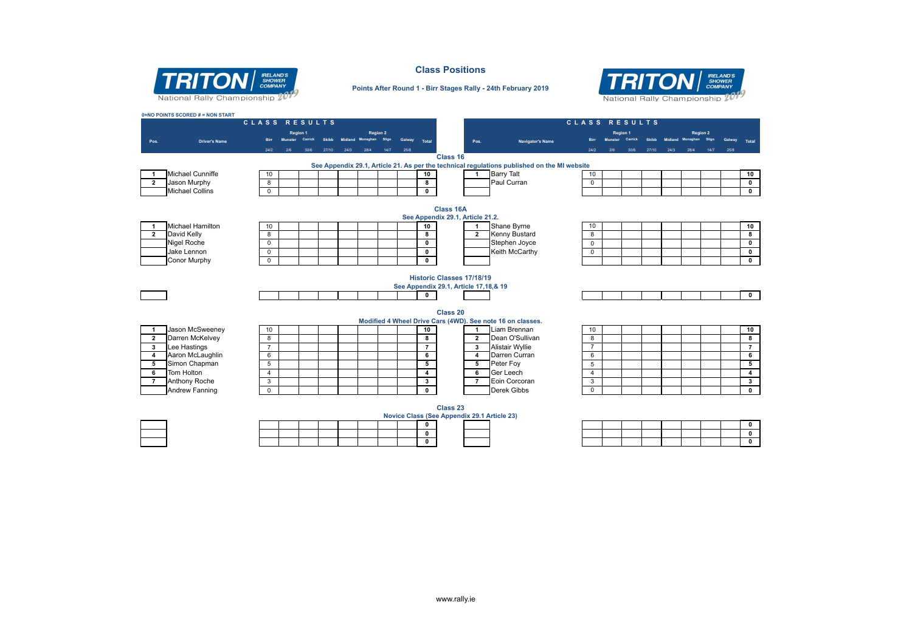# Class Positions

**Points After Round 1 - Birr Stages Rally - 24th February 2019**

**0=NO POINTS SCORED # = NON START**

## Class 16

See Appendix 29.1, Article 21. As per the technical regulations published on the MI website

| Pos. | Driver's Name | Birr 24/2 | Munster 2/6 | Carrick 30/6 | Skibb 27/10 | Midland 24/3 | Monaghan 28/4 | Sligo 14/7 | Galway 25/8 | Total |
|---|---|---|---|---|---|---|---|---|---|---|
| 1 | Michael Cunniffe | 10 | | | | | | | | 10 |
| 2 | Jason Murphy | 8 | | | | | | | | 8 |
| | Michael Collins | 0 | | | | | | | | 0 |

| Pos. | Navigator's Name | Birr 24/2 | Munster 2/6 | Carrick 30/6 | Skibb 27/10 | Midland 24/3 | Monaghan 28/4 | Sligo 14/7 | Galway 25/8 | Total |
|---|---|---|---|---|---|---|---|---|---|---|
| 1 | Barry Talt | 10 | | | | | | | | 10 |
| | Paul Curran | 0 | | | | | | | | 0 |
| | | | | | | | | | | 0 |

## Class 16A

See Appendix 29.1, Article 21.2.

| Pos. | Driver's Name | Birr 24/2 | Munster 2/6 | Carrick 30/6 | Skibb 27/10 | Midland 24/3 | Monaghan 28/4 | Sligo 14/7 | Galway 25/8 | Total |
|---|---|---|---|---|---|---|---|---|---|---|
| 1 | Michael Hamilton | 10 | | | | | | | | 10 |
| 2 | David Kelly | 8 | | | | | | | | 8 |
| | Nigel Roche | 0 | | | | | | | | 0 |
| | Jake Lennon | 0 | | | | | | | | 0 |
| | Conor Murphy | 0 | | | | | | | | 0 |

| Pos. | Navigator's Name | Birr 24/2 | Munster 2/6 | Carrick 30/6 | Skibb 27/10 | Midland 24/3 | Monaghan 28/4 | Sligo 14/7 | Galway 25/8 | Total |
|---|---|---|---|---|---|---|---|---|---|---|
| 1 | Shane Byrne | 10 | | | | | | | | 10 |
| 2 | Kenny Bustard | 8 | | | | | | | | 8 |
| | Stephen Joyce | 0 | | | | | | | | 0 |
| | Keith McCarthy | 0 | | | | | | | | 0 |
| | | | | | | | | | | 0 |

## Historic Classes 17/18/19

See Appendix 29.1, Article 17,18,& 19

| Pos. | Driver's Name | Birr 24/2 | Munster 2/6 | Carrick 30/6 | Skibb 27/10 | Midland 24/3 | Monaghan 28/4 | Sligo 14/7 | Galway 25/8 | Total |
|---|---|---|---|---|---|---|---|---|---|---|
| | | | | | | | | | | 0 |

| Pos. | Navigator's Name | Birr 24/2 | Munster 2/6 | Carrick 30/6 | Skibb 27/10 | Midland 24/3 | Monaghan 28/4 | Sligo 14/7 | Galway 25/8 | Total |
|---|---|---|---|---|---|---|---|---|---|---|
| | | | | | | | | | | 0 |

## Class 20

Modified 4 Wheel Drive Cars (4WD). See note 16 on classes.

| Pos. | Driver's Name | Birr 24/2 | Munster 2/6 | Carrick 30/6 | Skibb 27/10 | Midland 24/3 | Monaghan 28/4 | Sligo 14/7 | Galway 25/8 | Total |
|---|---|---|---|---|---|---|---|---|---|---|
| 1 | Jason McSweeney | 10 | | | | | | | | 10 |
| 2 | Darren McKelvey | 8 | | | | | | | | 8 |
| 3 | Lee Hastings | 7 | | | | | | | | 7 |
| 4 | Aaron McLaughlin | 6 | | | | | | | | 6 |
| 5 | Simon Chapman | 5 | | | | | | | | 5 |
| 6 | Tom Holton | 4 | | | | | | | | 4 |
| 7 | Anthony Roche | 3 | | | | | | | | 3 |
| | Andrew Fanning | 0 | | | | | | | | 0 |

| Pos. | Navigator's Name | Birr 24/2 | Munster 2/6 | Carrick 30/6 | Skibb 27/10 | Midland 24/3 | Monaghan 28/4 | Sligo 14/7 | Galway 25/8 | Total |
|---|---|---|---|---|---|---|---|---|---|---|
| 1 | Liam Brennan | 10 | | | | | | | | 10 |
| 2 | Dean O'Sullivan | 8 | | | | | | | | 8 |
| 3 | Alistair Wyllie | 7 | | | | | | | | 7 |
| 4 | Darren Curran | 6 | | | | | | | | 6 |
| 5 | Peter Foy | 5 | | | | | | | | 5 |
| 6 | Ger Leech | 4 | | | | | | | | 4 |
| 7 | Eoin Corcoran | 3 | | | | | | | | 3 |
| | Derek Gibbs | 0 | | | | | | | | 0 |

## Class 23

Novice Class (See Appendix 29.1 Article 23)

| Pos. | Driver's Name | Birr 24/2 | Munster 2/6 | Carrick 30/6 | Skibb 27/10 | Midland 24/3 | Monaghan 28/4 | Sligo 14/7 | Galway 25/8 | Total |
|---|---|---|---|---|---|---|---|---|---|---|
| | | | | | | | | | | 0 |
| | | | | | | | | | | 0 |
| | | | | | | | | | | 0 |

| Pos. | Navigator's Name | Birr 24/2 | Munster 2/6 | Carrick 30/6 | Skibb 27/10 | Midland 24/3 | Monaghan 28/4 | Sligo 14/7 | Galway 25/8 | Total |
|---|---|---|---|---|---|---|---|---|---|---|
| | | | | | | | | | | 0 |
| | | | | | | | | | | 0 |
| | | | | | | | | | | 0 |

www.rally.ie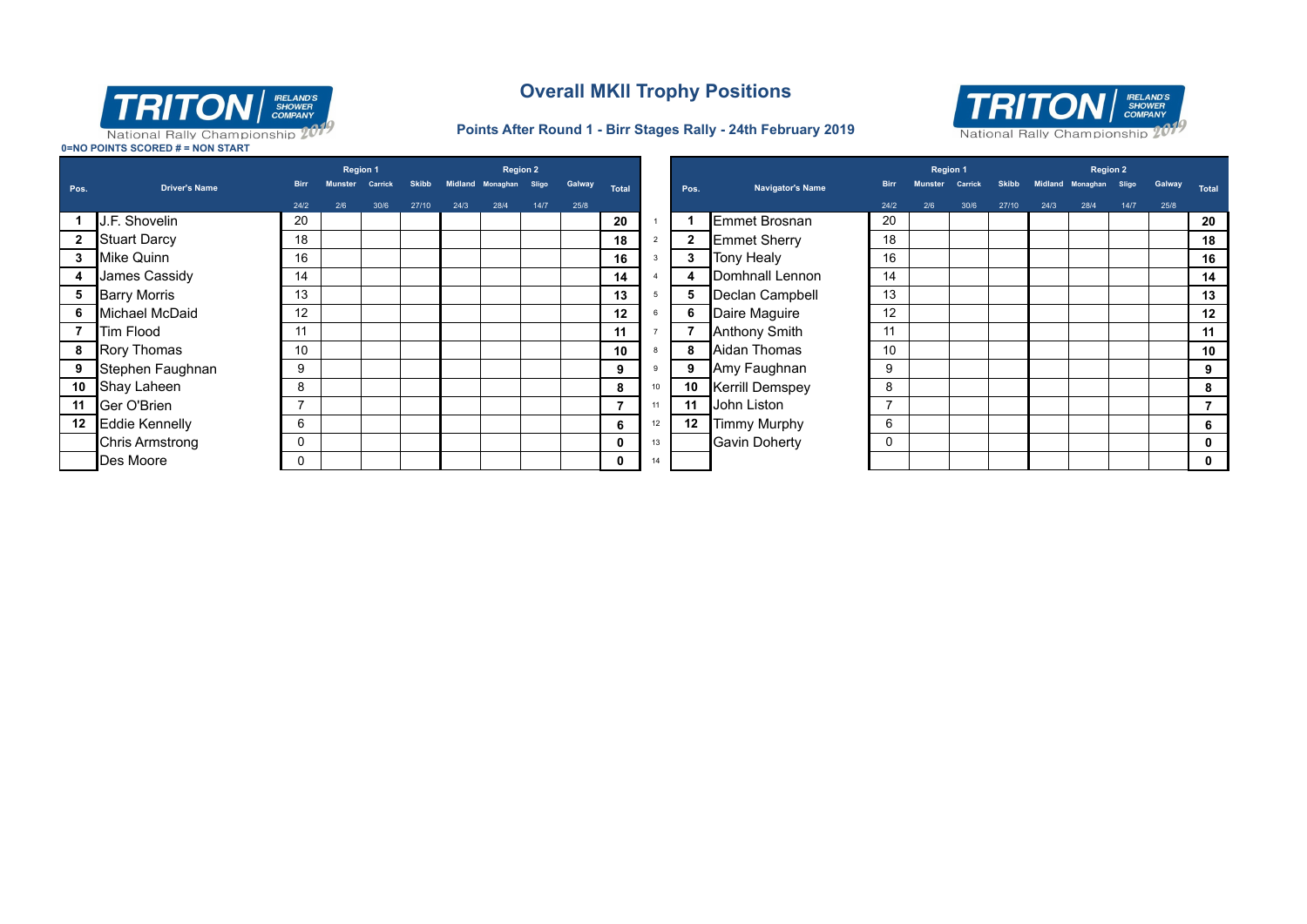# Overall MKII Trophy Positions

TRITON IRELAND'S SHOWER COMPANY National Rally Championship 2019

**Points After Round 1 - Birr Stages Rally - 24th February 2019**

**0=NO POINTS SCORED # = NON START**

| Pos. | Driver's Name | Region 1 | | | | Region 2 | | | | Total |
|---|---|---|---|---|---|---|---|---|---|---|
| | | Birr | Munster | Carrick | Skibb | Midland | Monaghan | Sligo | Galway | |
| | | 24/2 | 2/6 | 30/6 | 27/10 | 24/3 | 28/4 | 14/7 | 25/8 | |
| 1 | J.F. Shovelin | 20 | | | | | | | | 20 |
| 2 | Stuart Darcy | 18 | | | | | | | | 18 |
| 3 | Mike Quinn | 16 | | | | | | | | 16 |
| 4 | James Cassidy | 14 | | | | | | | | 14 |
| 5 | Barry Morris | 13 | | | | | | | | 13 |
| 6 | Michael McDaid | 12 | | | | | | | | 12 |
| 7 | Tim Flood | 11 | | | | | | | | 11 |
| 8 | Rory Thomas | 10 | | | | | | | | 10 |
| 9 | Stephen Faughnan | 9 | | | | | | | | 9 |
| 10 | Shay Laheen | 8 | | | | | | | | 8 |
| 11 | Ger O'Brien | 7 | | | | | | | | 7 |
| 12 | Eddie Kennelly | 6 | | | | | | | | 6 |
| | Chris Armstrong | 0 | | | | | | | | 0 |
| | Des Moore | 0 | | | | | | | | 0 |

| | Pos. | Navigator's Name | Region 1 | | | | Region 2 | | | | Total |
|---|---|---|---|---|---|---|---|---|---|---|---|
| | | | Birr | Munster | Carrick | Skibb | Midland | Monaghan | Sligo | Galway | |
| | | | 24/2 | 2/6 | 30/6 | 27/10 | 24/3 | 28/4 | 14/7 | 25/8 | |
| 1 | 1 | Emmet Brosnan | 20 | | | | | | | | 20 |
| 2 | 2 | Emmet Sherry | 18 | | | | | | | | 18 |
| 3 | 3 | Tony Healy | 16 | | | | | | | | 16 |
| 4 | 4 | Domhnall Lennon | 14 | | | | | | | | 14 |
| 5 | 5 | Declan Campbell | 13 | | | | | | | | 13 |
| 6 | 6 | Daire Maguire | 12 | | | | | | | | 12 |
| 7 | 7 | Anthony Smith | 11 | | | | | | | | 11 |
| 8 | 8 | Aidan Thomas | 10 | | | | | | | | 10 |
| 9 | 9 | Amy Faughnan | 9 | | | | | | | | 9 |
| 10 | 10 | Kerrill Demspey | 8 | | | | | | | | 8 |
| 11 | 11 | John Liston | 7 | | | | | | | | 7 |
| 12 | 12 | Timmy Murphy | 6 | | | | | | | | 6 |
| 13 | | Gavin Doherty | 0 | | | | | | | | 0 |
| 14 | | | | | | | | | | | 0 |